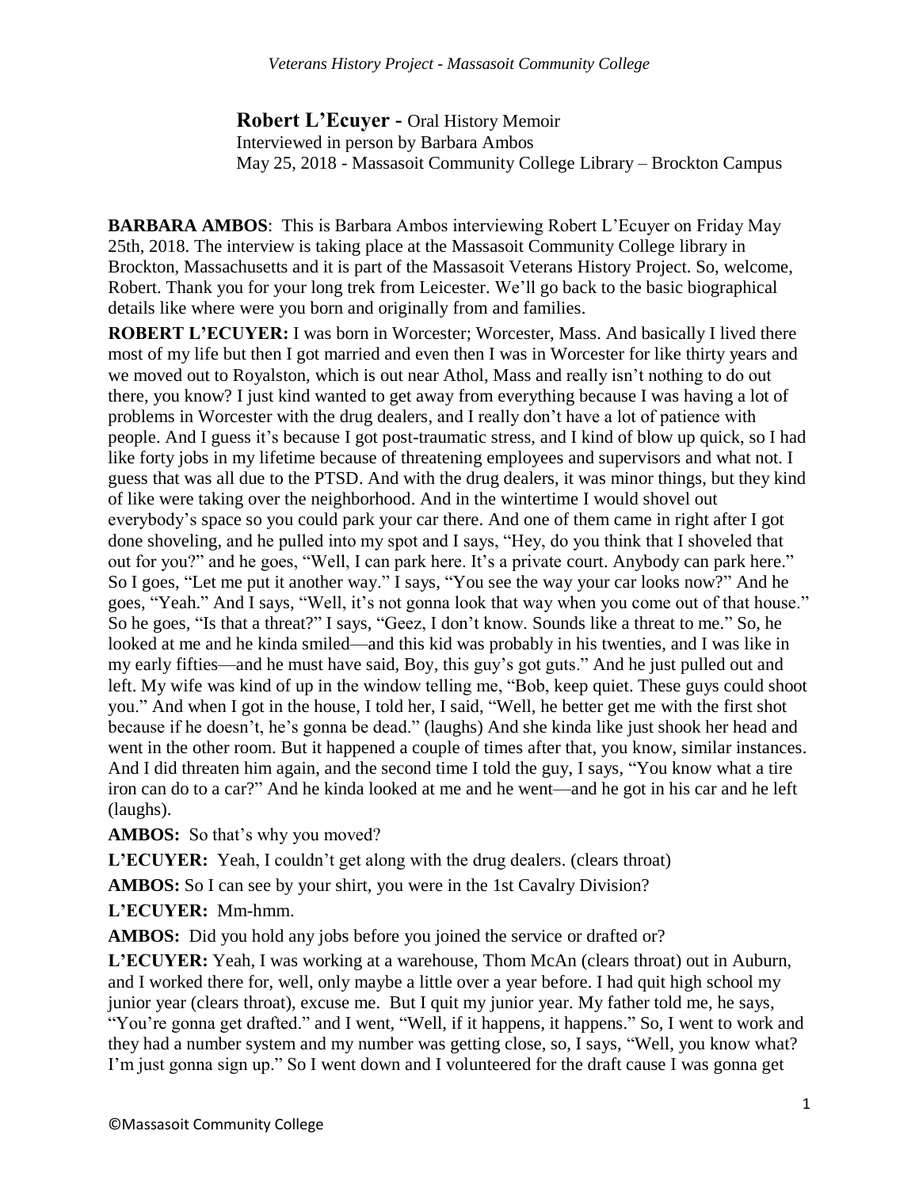**Robert L'Ecuyer -** Oral History Memoir
Interviewed in person by Barbara Ambos
May 25, 2018 - Massasoit Community College Library – Brockton Campus

**BARBARA AMBOS**: This is Barbara Ambos interviewing Robert L'Ecuyer on Friday May 25th, 2018. The interview is taking place at the Massasoit Community College library in Brockton, Massachusetts and it is part of the Massasoit Veterans History Project. So, welcome, Robert. Thank you for your long trek from Leicester. We'll go back to the basic biographical details like where were you born and originally from and families.

**ROBERT L'ECUYER:** I was born in Worcester; Worcester, Mass. And basically I lived there most of my life but then I got married and even then I was in Worcester for like thirty years and we moved out to Royalston, which is out near Athol, Mass and really isn't nothing to do out there, you know? I just kind wanted to get away from everything because I was having a lot of problems in Worcester with the drug dealers, and I really don't have a lot of patience with people. And I guess it's because I got post-traumatic stress, and I kind of blow up quick, so I had like forty jobs in my lifetime because of threatening employees and supervisors and what not. I guess that was all due to the PTSD. And with the drug dealers, it was minor things, but they kind of like were taking over the neighborhood. And in the wintertime I would shovel out everybody's space so you could park your car there. And one of them came in right after I got done shoveling, and he pulled into my spot and I says, "Hey, do you think that I shoveled that out for you?" and he goes, "Well, I can park here. It's a private court. Anybody can park here." So I goes, "Let me put it another way." I says, "You see the way your car looks now?" And he goes, "Yeah." And I says, "Well, it's not gonna look that way when you come out of that house." So he goes, "Is that a threat?" I says, "Geez, I don't know. Sounds like a threat to me." So, he looked at me and he kinda smiled—and this kid was probably in his twenties, and I was like in my early fifties—and he must have said, Boy, this guy's got guts." And he just pulled out and left. My wife was kind of up in the window telling me, "Bob, keep quiet. These guys could shoot you." And when I got in the house, I told her, I said, "Well, he better get me with the first shot because if he doesn't, he's gonna be dead." (laughs) And she kinda like just shook her head and went in the other room. But it happened a couple of times after that, you know, similar instances. And I did threaten him again, and the second time I told the guy, I says, "You know what a tire iron can do to a car?" And he kinda looked at me and he went—and he got in his car and he left (laughs).

**AMBOS:** So that's why you moved?

**L'ECUYER:** Yeah, I couldn't get along with the drug dealers. (clears throat)

**AMBOS:** So I can see by your shirt, you were in the 1st Cavalry Division?

**L'ECUYER:** Mm-hmm.

**AMBOS:** Did you hold any jobs before you joined the service or drafted or?

**L'ECUYER:** Yeah, I was working at a warehouse, Thom McAn (clears throat) out in Auburn, and I worked there for, well, only maybe a little over a year before. I had quit high school my junior year (clears throat), excuse me. But I quit my junior year. My father told me, he says, "You're gonna get drafted." and I went, "Well, if it happens, it happens." So, I went to work and they had a number system and my number was getting close, so, I says, "Well, you know what? I'm just gonna sign up." So I went down and I volunteered for the draft cause I was gonna get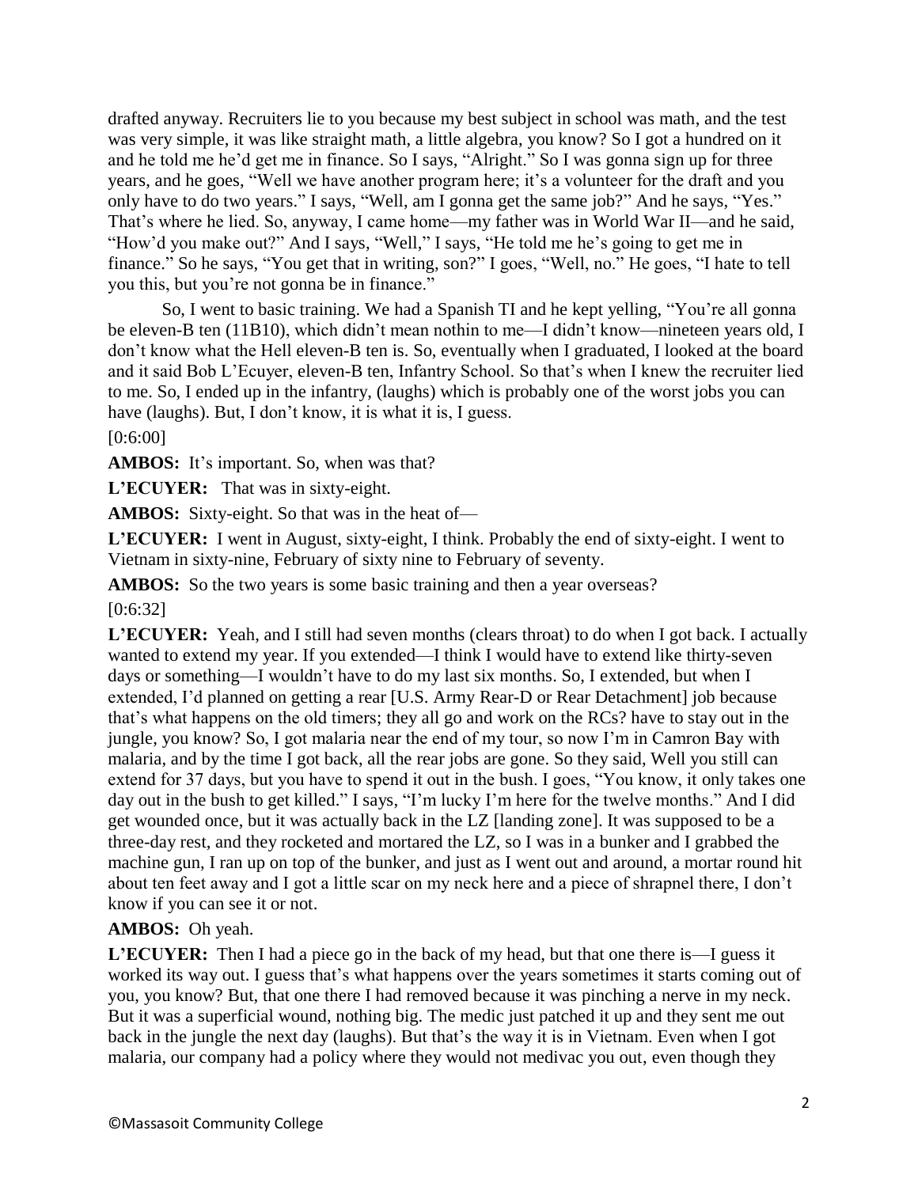drafted anyway. Recruiters lie to you because my best subject in school was math, and the test was very simple, it was like straight math, a little algebra, you know? So I got a hundred on it and he told me he'd get me in finance. So I says, "Alright." So I was gonna sign up for three years, and he goes, "Well we have another program here; it's a volunteer for the draft and you only have to do two years." I says, "Well, am I gonna get the same job?" And he says, "Yes." That's where he lied. So, anyway, I came home—my father was in World War II—and he said, "How'd you make out?" And I says, "Well," I says, "He told me he's going to get me in finance." So he says, "You get that in writing, son?" I goes, "Well, no." He goes, "I hate to tell you this, but you're not gonna be in finance."

So, I went to basic training. We had a Spanish TI and he kept yelling, "You're all gonna be eleven-B ten (11B10), which didn't mean nothin to me—I didn't know—nineteen years old, I don't know what the Hell eleven-B ten is. So, eventually when I graduated, I looked at the board and it said Bob L'Ecuyer, eleven-B ten, Infantry School. So that's when I knew the recruiter lied to me. So, I ended up in the infantry, (laughs) which is probably one of the worst jobs you can have (laughs). But, I don't know, it is what it is, I guess.

[0:6:00]

**AMBOS:** It's important. So, when was that?

**L'ECUYER:** That was in sixty-eight.

**AMBOS:** Sixty-eight. So that was in the heat of—

**L'ECUYER:** I went in August, sixty-eight, I think. Probably the end of sixty-eight. I went to Vietnam in sixty-nine, February of sixty nine to February of seventy.

**AMBOS:** So the two years is some basic training and then a year overseas?

[0:6:32]

**L'ECUYER:** Yeah, and I still had seven months (clears throat) to do when I got back. I actually wanted to extend my year. If you extended—I think I would have to extend like thirty-seven days or something—I wouldn't have to do my last six months. So, I extended, but when I extended, I'd planned on getting a rear [U.S. Army Rear-D or Rear Detachment] job because that's what happens on the old timers; they all go and work on the RCs? have to stay out in the jungle, you know? So, I got malaria near the end of my tour, so now I'm in Camron Bay with malaria, and by the time I got back, all the rear jobs are gone. So they said, Well you still can extend for 37 days, but you have to spend it out in the bush. I goes, "You know, it only takes one day out in the bush to get killed." I says, "I'm lucky I'm here for the twelve months." And I did get wounded once, but it was actually back in the LZ [landing zone]. It was supposed to be a three-day rest, and they rocketed and mortared the LZ, so I was in a bunker and I grabbed the machine gun, I ran up on top of the bunker, and just as I went out and around, a mortar round hit about ten feet away and I got a little scar on my neck here and a piece of shrapnel there, I don't know if you can see it or not.

**AMBOS:** Oh yeah.

**L'ECUYER:** Then I had a piece go in the back of my head, but that one there is—I guess it worked its way out. I guess that's what happens over the years sometimes it starts coming out of you, you know? But, that one there I had removed because it was pinching a nerve in my neck. But it was a superficial wound, nothing big. The medic just patched it up and they sent me out back in the jungle the next day (laughs). But that's the way it is in Vietnam. Even when I got malaria, our company had a policy where they would not medivac you out, even though they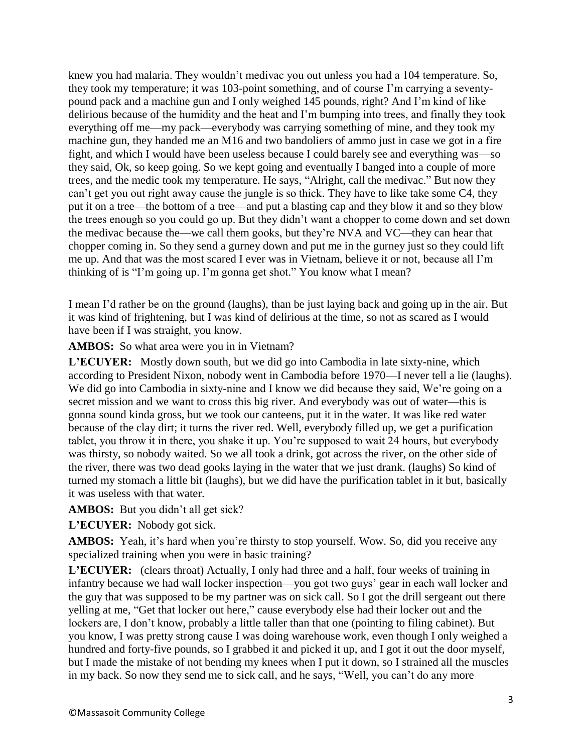knew you had malaria. They wouldn't medivac you out unless you had a 104 temperature. So, they took my temperature; it was 103-point something, and of course I'm carrying a seventy-pound pack and a machine gun and I only weighed 145 pounds, right? And I'm kind of like delirious because of the humidity and the heat and I'm bumping into trees, and finally they took everything off me—my pack—everybody was carrying something of mine, and they took my machine gun, they handed me an M16 and two bandoliers of ammo just in case we got in a fire fight, and which I would have been useless because I could barely see and everything was—so they said, Ok, so keep going. So we kept going and eventually I banged into a couple of more trees, and the medic took my temperature. He says, "Alright, call the medivac." But now they can't get you out right away cause the jungle is so thick. They have to like take some C4, they put it on a tree—the bottom of a tree—and put a blasting cap and they blow it and so they blow the trees enough so you could go up. But they didn't want a chopper to come down and set down the medivac because the—we call them gooks, but they're NVA and VC—they can hear that chopper coming in. So they send a gurney down and put me in the gurney just so they could lift me up. And that was the most scared I ever was in Vietnam, believe it or not, because all I'm thinking of is "I'm going up. I'm gonna get shot." You know what I mean?

I mean I'd rather be on the ground (laughs), than be just laying back and going up in the air. But it was kind of frightening, but I was kind of delirious at the time, so not as scared as I would have been if I was straight, you know.

**AMBOS:** So what area were you in in Vietnam?

**L'ECUYER:** Mostly down south, but we did go into Cambodia in late sixty-nine, which according to President Nixon, nobody went in Cambodia before 1970—I never tell a lie (laughs). We did go into Cambodia in sixty-nine and I know we did because they said, We're going on a secret mission and we want to cross this big river. And everybody was out of water—this is gonna sound kinda gross, but we took our canteens, put it in the water. It was like red water because of the clay dirt; it turns the river red. Well, everybody filled up, we get a purification tablet, you throw it in there, you shake it up. You're supposed to wait 24 hours, but everybody was thirsty, so nobody waited. So we all took a drink, got across the river, on the other side of the river, there was two dead gooks laying in the water that we just drank. (laughs) So kind of turned my stomach a little bit (laughs), but we did have the purification tablet in it but, basically it was useless with that water.

**AMBOS:** But you didn't all get sick?

**L'ECUYER:** Nobody got sick.

**AMBOS:** Yeah, it's hard when you're thirsty to stop yourself. Wow. So, did you receive any specialized training when you were in basic training?

**L'ECUYER:** (clears throat) Actually, I only had three and a half, four weeks of training in infantry because we had wall locker inspection—you got two guys' gear in each wall locker and the guy that was supposed to be my partner was on sick call. So I got the drill sergeant out there yelling at me, "Get that locker out here," cause everybody else had their locker out and the lockers are, I don't know, probably a little taller than that one (pointing to filing cabinet). But you know, I was pretty strong cause I was doing warehouse work, even though I only weighed a hundred and forty-five pounds, so I grabbed it and picked it up, and I got it out the door myself, but I made the mistake of not bending my knees when I put it down, so I strained all the muscles in my back. So now they send me to sick call, and he says, "Well, you can't do any more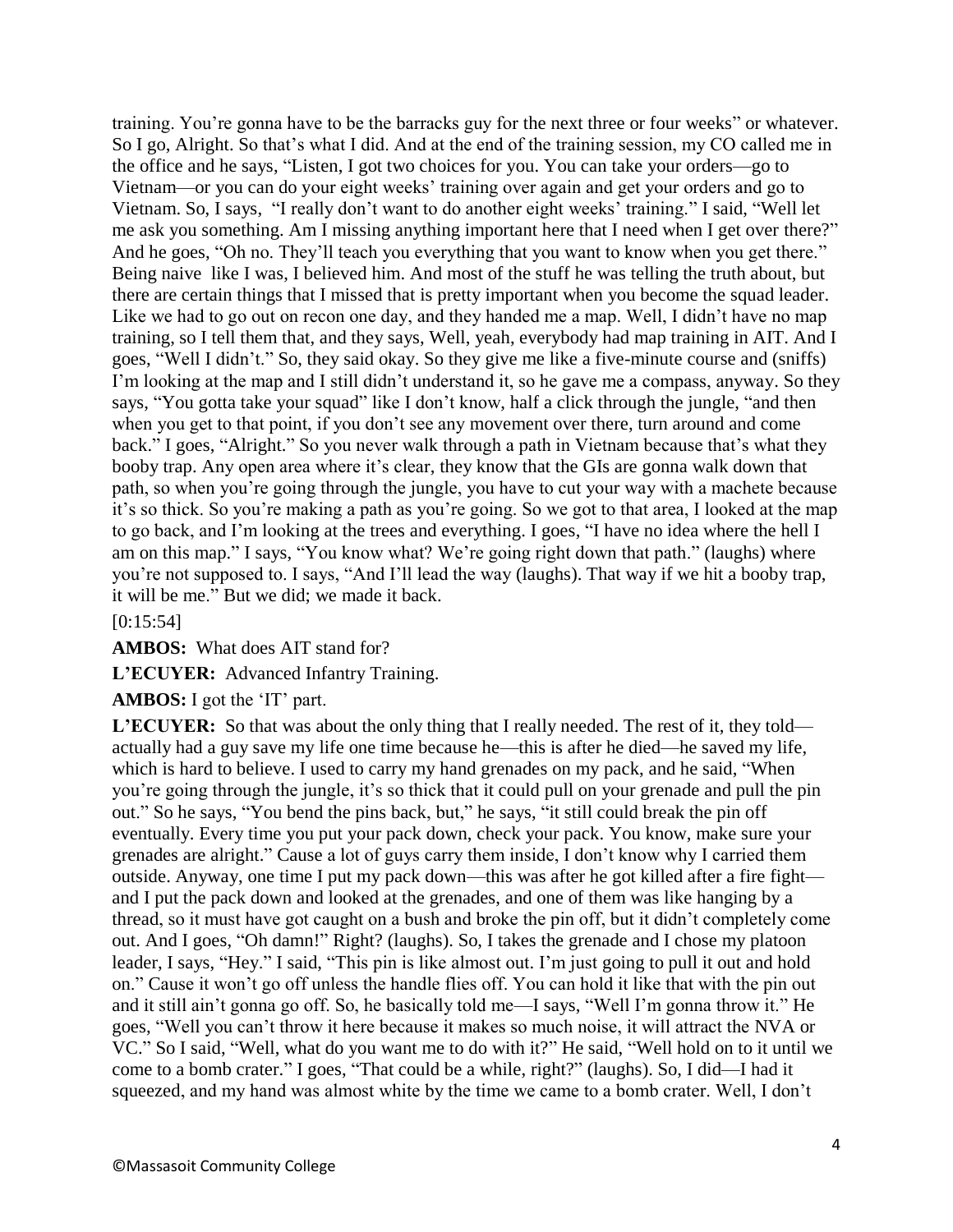training. You're gonna have to be the barracks guy for the next three or four weeks" or whatever. So I go, Alright. So that's what I did. And at the end of the training session, my CO called me in the office and he says, "Listen, I got two choices for you. You can take your orders—go to Vietnam—or you can do your eight weeks' training over again and get your orders and go to Vietnam. So, I says, "I really don't want to do another eight weeks' training." I said, "Well let me ask you something. Am I missing anything important here that I need when I get over there?" And he goes, "Oh no. They'll teach you everything that you want to know when you get there." Being naive like I was, I believed him. And most of the stuff he was telling the truth about, but there are certain things that I missed that is pretty important when you become the squad leader. Like we had to go out on recon one day, and they handed me a map. Well, I didn't have no map training, so I tell them that, and they says, Well, yeah, everybody had map training in AIT. And I goes, "Well I didn't." So, they said okay. So they give me like a five-minute course and (sniffs) I'm looking at the map and I still didn't understand it, so he gave me a compass, anyway. So they says, "You gotta take your squad" like I don't know, half a click through the jungle, "and then when you get to that point, if you don't see any movement over there, turn around and come back." I goes, "Alright." So you never walk through a path in Vietnam because that's what they booby trap. Any open area where it's clear, they know that the GIs are gonna walk down that path, so when you're going through the jungle, you have to cut your way with a machete because it's so thick. So you're making a path as you're going. So we got to that area, I looked at the map to go back, and I'm looking at the trees and everything. I goes, "I have no idea where the hell I am on this map." I says, "You know what? We're going right down that path." (laughs) where you're not supposed to. I says, "And I'll lead the way (laughs). That way if we hit a booby trap, it will be me." But we did; we made it back.

[0:15:54]

**AMBOS:** What does AIT stand for?

**L'ECUYER:** Advanced Infantry Training.

**AMBOS:** I got the 'IT' part.

**L'ECUYER:** So that was about the only thing that I really needed. The rest of it, they told—actually had a guy save my life one time because he—this is after he died—he saved my life, which is hard to believe. I used to carry my hand grenades on my pack, and he said, "When you're going through the jungle, it's so thick that it could pull on your grenade and pull the pin out." So he says, "You bend the pins back, but," he says, "it still could break the pin off eventually. Every time you put your pack down, check your pack. You know, make sure your grenades are alright." Cause a lot of guys carry them inside, I don't know why I carried them outside. Anyway, one time I put my pack down—this was after he got killed after a fire fight—and I put the pack down and looked at the grenades, and one of them was like hanging by a thread, so it must have got caught on a bush and broke the pin off, but it didn't completely come out. And I goes, "Oh damn!" Right? (laughs). So, I takes the grenade and I chose my platoon leader, I says, "Hey." I said, "This pin is like almost out. I'm just going to pull it out and hold on." Cause it won't go off unless the handle flies off. You can hold it like that with the pin out and it still ain't gonna go off. So, he basically told me—I says, "Well I'm gonna throw it." He goes, "Well you can't throw it here because it makes so much noise, it will attract the NVA or VC." So I said, "Well, what do you want me to do with it?" He said, "Well hold on to it until we come to a bomb crater." I goes, "That could be a while, right?" (laughs). So, I did—I had it squeezed, and my hand was almost white by the time we came to a bomb crater. Well, I don't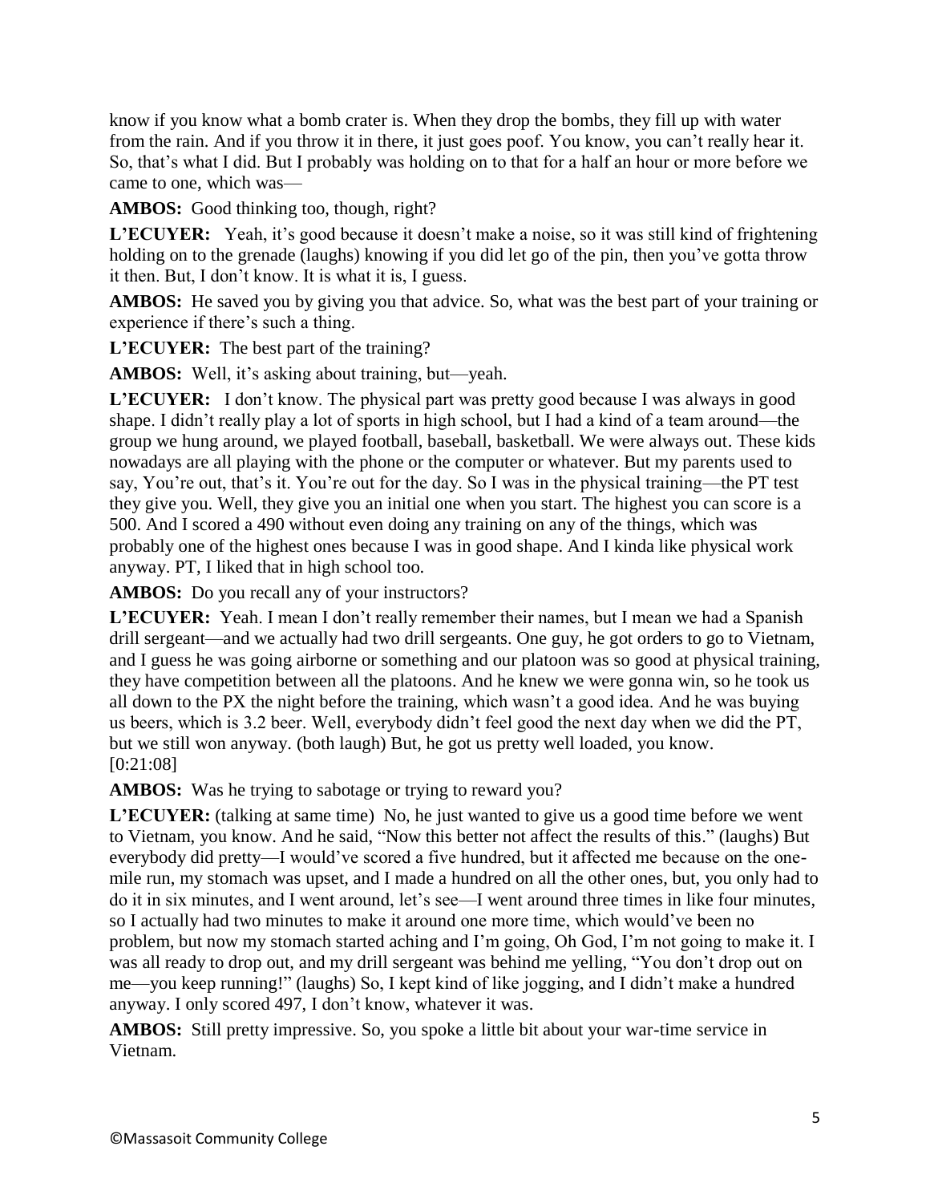know if you know what a bomb crater is. When they drop the bombs, they fill up with water from the rain. And if you throw it in there, it just goes poof. You know, you can't really hear it. So, that's what I did. But I probably was holding on to that for a half an hour or more before we came to one, which was—

**AMBOS:** Good thinking too, though, right?

**L'ECUYER:** Yeah, it's good because it doesn't make a noise, so it was still kind of frightening holding on to the grenade (laughs) knowing if you did let go of the pin, then you've gotta throw it then. But, I don't know. It is what it is, I guess.

**AMBOS:** He saved you by giving you that advice. So, what was the best part of your training or experience if there's such a thing.

**L'ECUYER:** The best part of the training?

**AMBOS:** Well, it's asking about training, but—yeah.

**L'ECUYER:** I don't know. The physical part was pretty good because I was always in good shape. I didn't really play a lot of sports in high school, but I had a kind of a team around—the group we hung around, we played football, baseball, basketball. We were always out. These kids nowadays are all playing with the phone or the computer or whatever. But my parents used to say, You're out, that's it. You're out for the day. So I was in the physical training—the PT test they give you. Well, they give you an initial one when you start. The highest you can score is a 500. And I scored a 490 without even doing any training on any of the things, which was probably one of the highest ones because I was in good shape. And I kinda like physical work anyway. PT, I liked that in high school too.

**AMBOS:** Do you recall any of your instructors?

**L'ECUYER:** Yeah. I mean I don't really remember their names, but I mean we had a Spanish drill sergeant—and we actually had two drill sergeants. One guy, he got orders to go to Vietnam, and I guess he was going airborne or something and our platoon was so good at physical training, they have competition between all the platoons. And he knew we were gonna win, so he took us all down to the PX the night before the training, which wasn't a good idea. And he was buying us beers, which is 3.2 beer. Well, everybody didn't feel good the next day when we did the PT, but we still won anyway. (both laugh) But, he got us pretty well loaded, you know.
[0:21:08]

**AMBOS:** Was he trying to sabotage or trying to reward you?

**L'ECUYER:** (talking at same time) No, he just wanted to give us a good time before we went to Vietnam, you know. And he said, "Now this better not affect the results of this." (laughs) But everybody did pretty—I would've scored a five hundred, but it affected me because on the one-mile run, my stomach was upset, and I made a hundred on all the other ones, but, you only had to do it in six minutes, and I went around, let's see—I went around three times in like four minutes, so I actually had two minutes to make it around one more time, which would've been no problem, but now my stomach started aching and I'm going, Oh God, I'm not going to make it. I was all ready to drop out, and my drill sergeant was behind me yelling, "You don't drop out on me—you keep running!" (laughs) So, I kept kind of like jogging, and I didn't make a hundred anyway. I only scored 497, I don't know, whatever it was.

**AMBOS:** Still pretty impressive. So, you spoke a little bit about your war-time service in Vietnam.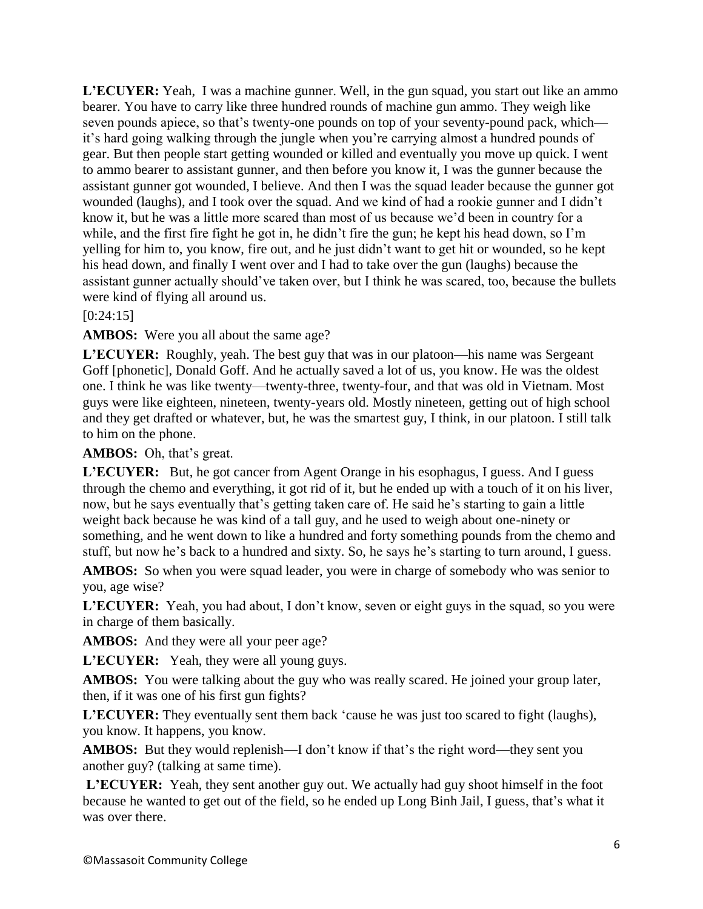**L'ECUYER:** Yeah, I was a machine gunner. Well, in the gun squad, you start out like an ammo bearer. You have to carry like three hundred rounds of machine gun ammo. They weigh like seven pounds apiece, so that's twenty-one pounds on top of your seventy-pound pack, which—it's hard going walking through the jungle when you're carrying almost a hundred pounds of gear. But then people start getting wounded or killed and eventually you move up quick. I went to ammo bearer to assistant gunner, and then before you know it, I was the gunner because the assistant gunner got wounded, I believe. And then I was the squad leader because the gunner got wounded (laughs), and I took over the squad. And we kind of had a rookie gunner and I didn't know it, but he was a little more scared than most of us because we'd been in country for a while, and the first fire fight he got in, he didn't fire the gun; he kept his head down, so I'm yelling for him to, you know, fire out, and he just didn't want to get hit or wounded, so he kept his head down, and finally I went over and I had to take over the gun (laughs) because the assistant gunner actually should've taken over, but I think he was scared, too, because the bullets were kind of flying all around us.

[0:24:15]

**AMBOS:** Were you all about the same age?

**L'ECUYER:** Roughly, yeah. The best guy that was in our platoon—his name was Sergeant Goff [phonetic], Donald Goff. And he actually saved a lot of us, you know. He was the oldest one. I think he was like twenty—twenty-three, twenty-four, and that was old in Vietnam. Most guys were like eighteen, nineteen, twenty-years old. Mostly nineteen, getting out of high school and they get drafted or whatever, but, he was the smartest guy, I think, in our platoon. I still talk to him on the phone.

**AMBOS:** Oh, that's great.

**L'ECUYER:** But, he got cancer from Agent Orange in his esophagus, I guess. And I guess through the chemo and everything, it got rid of it, but he ended up with a touch of it on his liver, now, but he says eventually that's getting taken care of. He said he's starting to gain a little weight back because he was kind of a tall guy, and he used to weigh about one-ninety or something, and he went down to like a hundred and forty something pounds from the chemo and stuff, but now he's back to a hundred and sixty. So, he says he's starting to turn around, I guess.

**AMBOS:** So when you were squad leader, you were in charge of somebody who was senior to you, age wise?

**L'ECUYER:** Yeah, you had about, I don't know, seven or eight guys in the squad, so you were in charge of them basically.

**AMBOS:** And they were all your peer age?

**L'ECUYER:** Yeah, they were all young guys.

**AMBOS:** You were talking about the guy who was really scared. He joined your group later, then, if it was one of his first gun fights?

**L'ECUYER:** They eventually sent them back 'cause he was just too scared to fight (laughs), you know. It happens, you know.

**AMBOS:** But they would replenish—I don't know if that's the right word—they sent you another guy? (talking at same time).

**L'ECUYER:** Yeah, they sent another guy out. We actually had guy shoot himself in the foot because he wanted to get out of the field, so he ended up Long Binh Jail, I guess, that's what it was over there.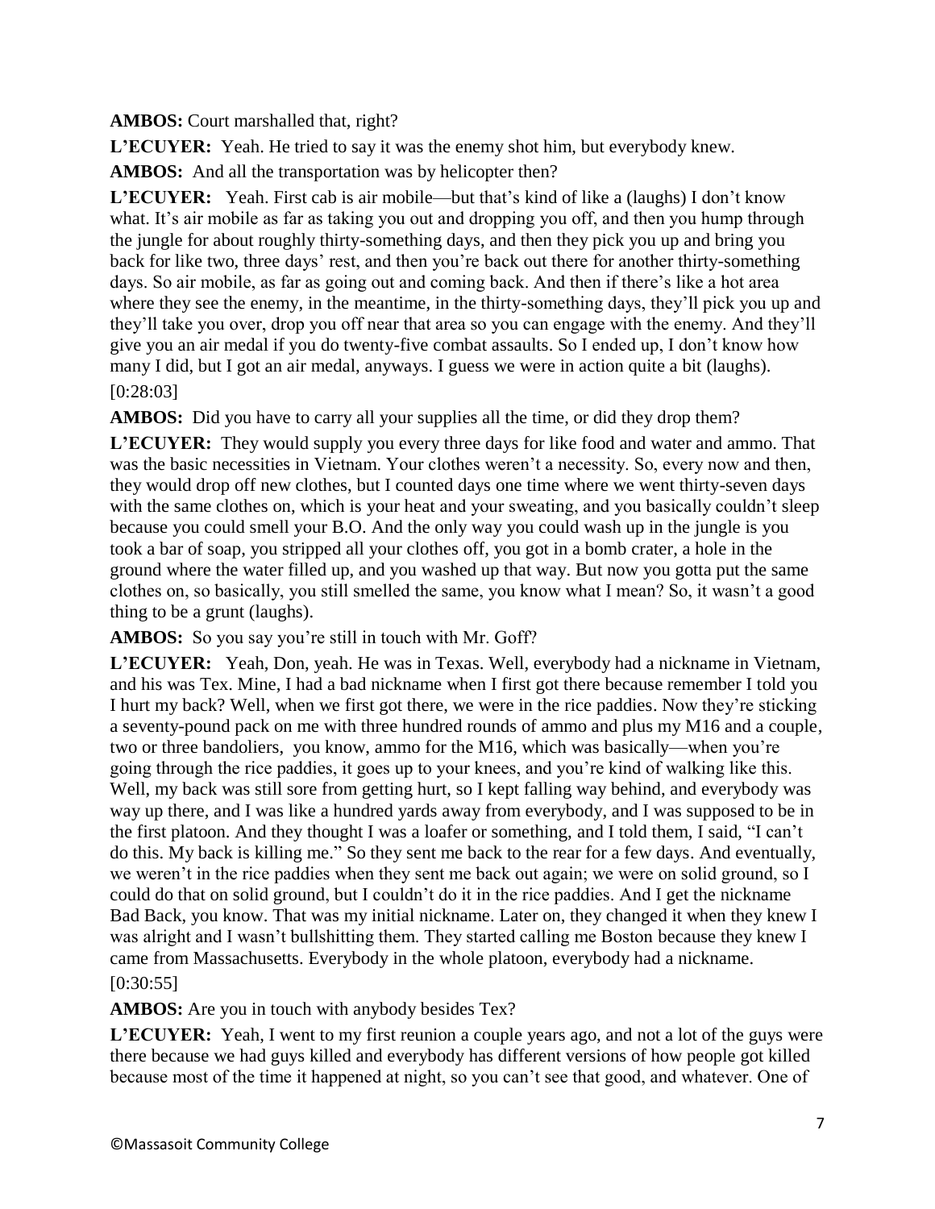**AMBOS:** Court marshalled that, right?

**L'ECUYER:** Yeah. He tried to say it was the enemy shot him, but everybody knew.

**AMBOS:** And all the transportation was by helicopter then?

**L'ECUYER:** Yeah. First cab is air mobile—but that's kind of like a (laughs) I don't know what. It's air mobile as far as taking you out and dropping you off, and then you hump through the jungle for about roughly thirty-something days, and then they pick you up and bring you back for like two, three days' rest, and then you're back out there for another thirty-something days. So air mobile, as far as going out and coming back. And then if there's like a hot area where they see the enemy, in the meantime, in the thirty-something days, they'll pick you up and they'll take you over, drop you off near that area so you can engage with the enemy. And they'll give you an air medal if you do twenty-five combat assaults. So I ended up, I don't know how many I did, but I got an air medal, anyways. I guess we were in action quite a bit (laughs).

[0:28:03]

**AMBOS:** Did you have to carry all your supplies all the time, or did they drop them?

**L'ECUYER:** They would supply you every three days for like food and water and ammo. That was the basic necessities in Vietnam. Your clothes weren't a necessity. So, every now and then, they would drop off new clothes, but I counted days one time where we went thirty-seven days with the same clothes on, which is your heat and your sweating, and you basically couldn't sleep because you could smell your B.O. And the only way you could wash up in the jungle is you took a bar of soap, you stripped all your clothes off, you got in a bomb crater, a hole in the ground where the water filled up, and you washed up that way. But now you gotta put the same clothes on, so basically, you still smelled the same, you know what I mean? So, it wasn't a good thing to be a grunt (laughs).

**AMBOS:** So you say you're still in touch with Mr. Goff?

**L'ECUYER:** Yeah, Don, yeah. He was in Texas. Well, everybody had a nickname in Vietnam, and his was Tex. Mine, I had a bad nickname when I first got there because remember I told you I hurt my back? Well, when we first got there, we were in the rice paddies. Now they're sticking a seventy-pound pack on me with three hundred rounds of ammo and plus my M16 and a couple, two or three bandoliers, you know, ammo for the M16, which was basically—when you're going through the rice paddies, it goes up to your knees, and you're kind of walking like this. Well, my back was still sore from getting hurt, so I kept falling way behind, and everybody was way up there, and I was like a hundred yards away from everybody, and I was supposed to be in the first platoon. And they thought I was a loafer or something, and I told them, I said, "I can't do this. My back is killing me." So they sent me back to the rear for a few days. And eventually, we weren't in the rice paddies when they sent me back out again; we were on solid ground, so I could do that on solid ground, but I couldn't do it in the rice paddies. And I get the nickname Bad Back, you know. That was my initial nickname. Later on, they changed it when they knew I was alright and I wasn't bullshitting them. They started calling me Boston because they knew I came from Massachusetts. Everybody in the whole platoon, everybody had a nickname.

[0:30:55]

**AMBOS:** Are you in touch with anybody besides Tex?

**L'ECUYER:** Yeah, I went to my first reunion a couple years ago, and not a lot of the guys were there because we had guys killed and everybody has different versions of how people got killed because most of the time it happened at night, so you can't see that good, and whatever. One of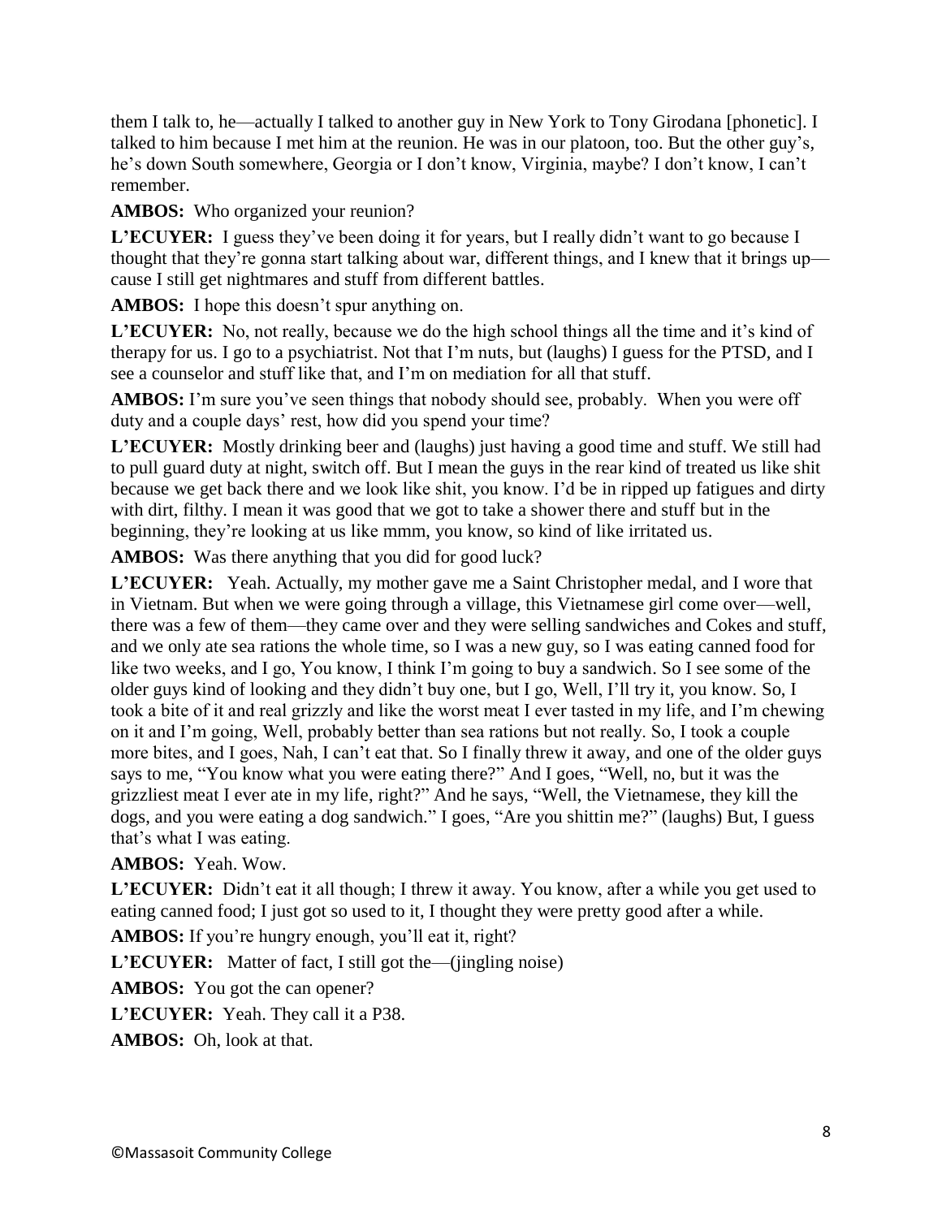them I talk to, he—actually I talked to another guy in New York to Tony Girodana [phonetic]. I talked to him because I met him at the reunion. He was in our platoon, too. But the other guy's, he's down South somewhere, Georgia or I don't know, Virginia, maybe? I don't know, I can't remember.

**AMBOS:** Who organized your reunion?

**L'ECUYER:** I guess they've been doing it for years, but I really didn't want to go because I thought that they're gonna start talking about war, different things, and I knew that it brings up—cause I still get nightmares and stuff from different battles.

**AMBOS:** I hope this doesn't spur anything on.

**L'ECUYER:** No, not really, because we do the high school things all the time and it's kind of therapy for us. I go to a psychiatrist. Not that I'm nuts, but (laughs) I guess for the PTSD, and I see a counselor and stuff like that, and I'm on mediation for all that stuff.

**AMBOS:** I'm sure you've seen things that nobody should see, probably. When you were off duty and a couple days' rest, how did you spend your time?

**L'ECUYER:** Mostly drinking beer and (laughs) just having a good time and stuff. We still had to pull guard duty at night, switch off. But I mean the guys in the rear kind of treated us like shit because we get back there and we look like shit, you know. I'd be in ripped up fatigues and dirty with dirt, filthy. I mean it was good that we got to take a shower there and stuff but in the beginning, they're looking at us like mmm, you know, so kind of like irritated us.

**AMBOS:** Was there anything that you did for good luck?

**L'ECUYER:** Yeah. Actually, my mother gave me a Saint Christopher medal, and I wore that in Vietnam. But when we were going through a village, this Vietnamese girl come over—well, there was a few of them—they came over and they were selling sandwiches and Cokes and stuff, and we only ate sea rations the whole time, so I was a new guy, so I was eating canned food for like two weeks, and I go, You know, I think I'm going to buy a sandwich. So I see some of the older guys kind of looking and they didn't buy one, but I go, Well, I'll try it, you know. So, I took a bite of it and real grizzly and like the worst meat I ever tasted in my life, and I'm chewing on it and I'm going, Well, probably better than sea rations but not really. So, I took a couple more bites, and I goes, Nah, I can't eat that. So I finally threw it away, and one of the older guys says to me, "You know what you were eating there?" And I goes, "Well, no, but it was the grizzliest meat I ever ate in my life, right?" And he says, "Well, the Vietnamese, they kill the dogs, and you were eating a dog sandwich." I goes, "Are you shittin me?" (laughs) But, I guess that's what I was eating.

**AMBOS:** Yeah. Wow.

**L'ECUYER:** Didn't eat it all though; I threw it away. You know, after a while you get used to eating canned food; I just got so used to it, I thought they were pretty good after a while.

**AMBOS:** If you're hungry enough, you'll eat it, right?

**L'ECUYER:** Matter of fact, I still got the—(jingling noise)

**AMBOS:** You got the can opener?

**L'ECUYER:** Yeah. They call it a P38.

**AMBOS:** Oh, look at that.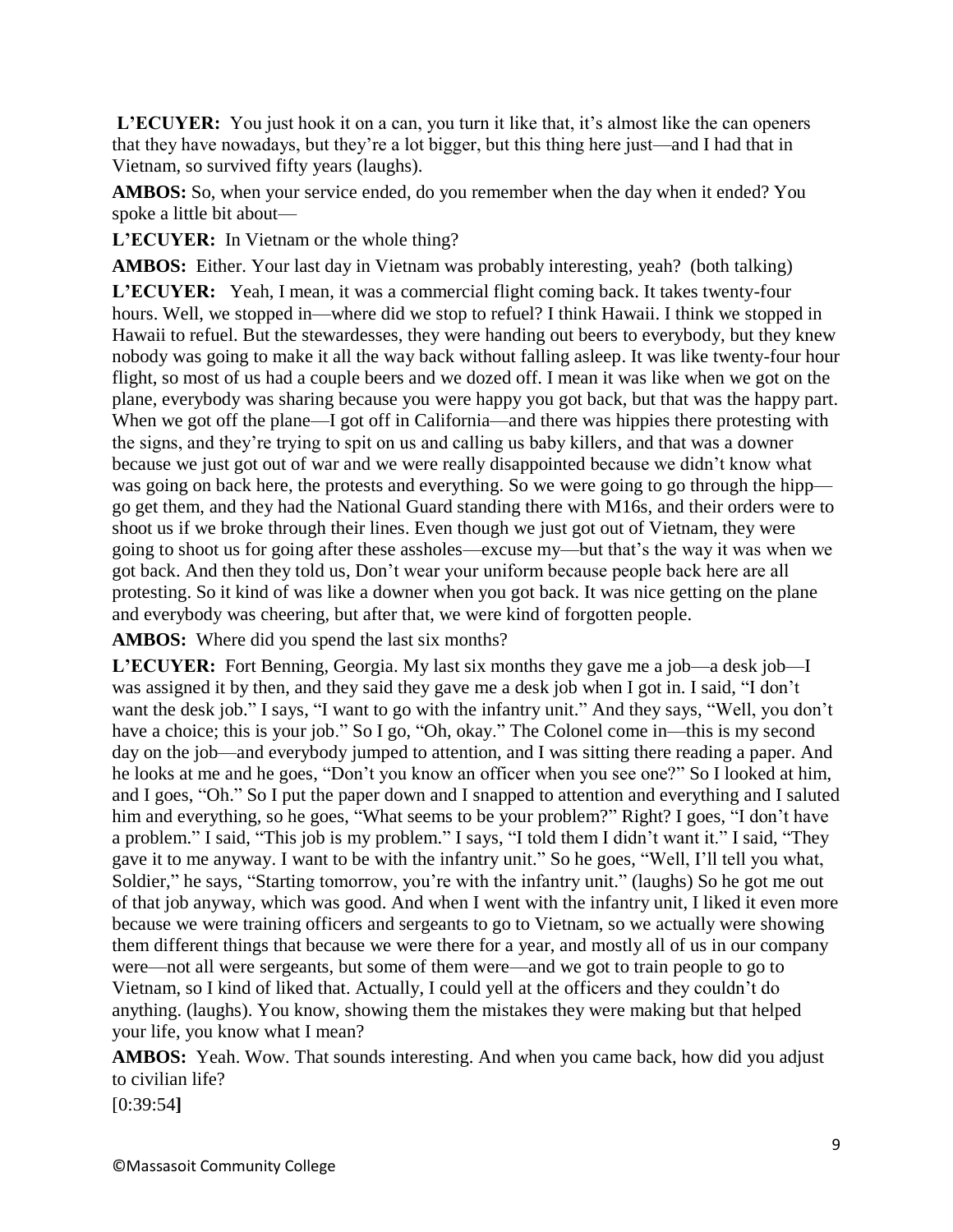**L'ECUYER:** You just hook it on a can, you turn it like that, it's almost like the can openers that they have nowadays, but they're a lot bigger, but this thing here just—and I had that in Vietnam, so survived fifty years (laughs).

**AMBOS:** So, when your service ended, do you remember when the day when it ended? You spoke a little bit about—

**L'ECUYER:** In Vietnam or the whole thing?

**AMBOS:** Either. Your last day in Vietnam was probably interesting, yeah? (both talking)

**L'ECUYER:** Yeah, I mean, it was a commercial flight coming back. It takes twenty-four hours. Well, we stopped in—where did we stop to refuel? I think Hawaii. I think we stopped in Hawaii to refuel. But the stewardesses, they were handing out beers to everybody, but they knew nobody was going to make it all the way back without falling asleep. It was like twenty-four hour flight, so most of us had a couple beers and we dozed off. I mean it was like when we got on the plane, everybody was sharing because you were happy you got back, but that was the happy part. When we got off the plane—I got off in California—and there was hippies there protesting with the signs, and they're trying to spit on us and calling us baby killers, and that was a downer because we just got out of war and we were really disappointed because we didn't know what was going on back here, the protests and everything. So we were going to go through the hipp—go get them, and they had the National Guard standing there with M16s, and their orders were to shoot us if we broke through their lines. Even though we just got out of Vietnam, they were going to shoot us for going after these assholes—excuse my—but that's the way it was when we got back. And then they told us, Don't wear your uniform because people back here are all protesting. So it kind of was like a downer when you got back. It was nice getting on the plane and everybody was cheering, but after that, we were kind of forgotten people.

**AMBOS:** Where did you spend the last six months?

**L'ECUYER:** Fort Benning, Georgia. My last six months they gave me a job—a desk job—I was assigned it by then, and they said they gave me a desk job when I got in. I said, "I don't want the desk job." I says, "I want to go with the infantry unit." And they says, "Well, you don't have a choice; this is your job." So I go, "Oh, okay." The Colonel come in—this is my second day on the job—and everybody jumped to attention, and I was sitting there reading a paper. And he looks at me and he goes, "Don't you know an officer when you see one?" So I looked at him, and I goes, "Oh." So I put the paper down and I snapped to attention and everything and I saluted him and everything, so he goes, "What seems to be your problem?" Right? I goes, "I don't have a problem." I said, "This job is my problem." I says, "I told them I didn't want it." I said, "They gave it to me anyway. I want to be with the infantry unit." So he goes, "Well, I'll tell you what, Soldier," he says, "Starting tomorrow, you're with the infantry unit." (laughs) So he got me out of that job anyway, which was good. And when I went with the infantry unit, I liked it even more because we were training officers and sergeants to go to Vietnam, so we actually were showing them different things that because we were there for a year, and mostly all of us in our company were—not all were sergeants, but some of them were—and we got to train people to go to Vietnam, so I kind of liked that. Actually, I could yell at the officers and they couldn't do anything. (laughs). You know, showing them the mistakes they were making but that helped your life, you know what I mean?

**AMBOS:** Yeah. Wow. That sounds interesting. And when you came back, how did you adjust to civilian life?

[0:39:54]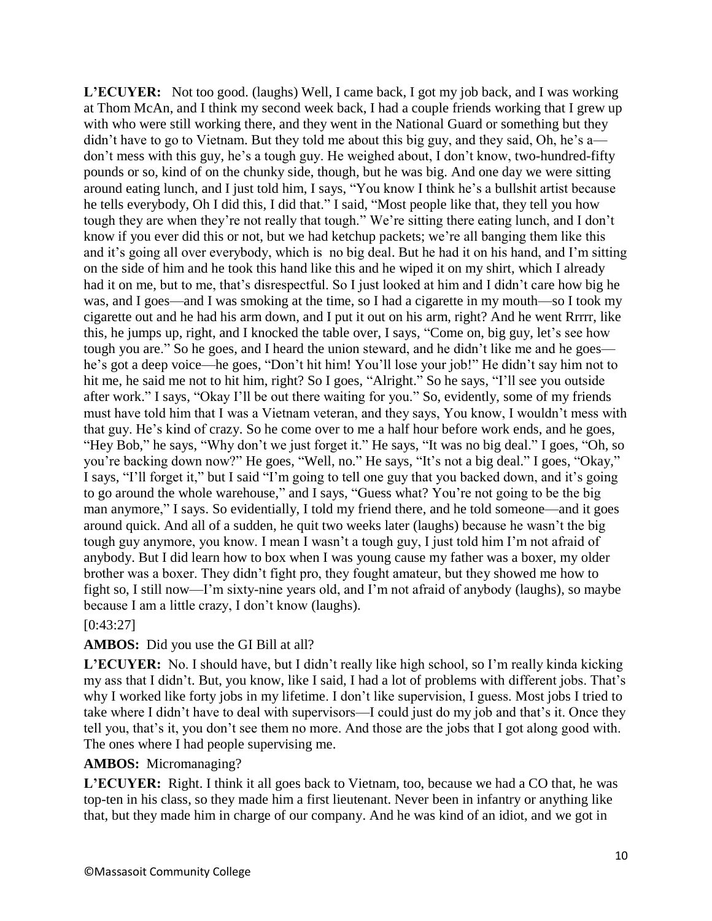**L'ECUYER:** Not too good. (laughs) Well, I came back, I got my job back, and I was working at Thom McAn, and I think my second week back, I had a couple friends working that I grew up with who were still working there, and they went in the National Guard or something but they didn't have to go to Vietnam. But they told me about this big guy, and they said, Oh, he's a—don't mess with this guy, he's a tough guy. He weighed about, I don't know, two-hundred-fifty pounds or so, kind of on the chunky side, though, but he was big. And one day we were sitting around eating lunch, and I just told him, I says, "You know I think he's a bullshit artist because he tells everybody, Oh I did this, I did that." I said, "Most people like that, they tell you how tough they are when they're not really that tough." We're sitting there eating lunch, and I don't know if you ever did this or not, but we had ketchup packets; we're all banging them like this and it's going all over everybody, which is no big deal. But he had it on his hand, and I'm sitting on the side of him and he took this hand like this and he wiped it on my shirt, which I already had it on me, but to me, that's disrespectful. So I just looked at him and I didn't care how big he was, and I goes—and I was smoking at the time, so I had a cigarette in my mouth—so I took my cigarette out and he had his arm down, and I put it out on his arm, right? And he went Rrrrr, like this, he jumps up, right, and I knocked the table over, I says, "Come on, big guy, let's see how tough you are." So he goes, and I heard the union steward, and he didn't like me and he goes—he's got a deep voice—he goes, "Don't hit him! You'll lose your job!" He didn't say him not to hit me, he said me not to hit him, right? So I goes, "Alright." So he says, "I'll see you outside after work." I says, "Okay I'll be out there waiting for you." So, evidently, some of my friends must have told him that I was a Vietnam veteran, and they says, You know, I wouldn't mess with that guy. He's kind of crazy. So he come over to me a half hour before work ends, and he goes, "Hey Bob," he says, "Why don't we just forget it." He says, "It was no big deal." I goes, "Oh, so you're backing down now?" He goes, "Well, no." He says, "It's not a big deal." I goes, "Okay," I says, "I'll forget it," but I said "I'm going to tell one guy that you backed down, and it's going to go around the whole warehouse," and I says, "Guess what? You're not going to be the big man anymore," I says. So evidentially, I told my friend there, and he told someone—and it goes around quick. And all of a sudden, he quit two weeks later (laughs) because he wasn't the big tough guy anymore, you know. I mean I wasn't a tough guy, I just told him I'm not afraid of anybody. But I did learn how to box when I was young cause my father was a boxer, my older brother was a boxer. They didn't fight pro, they fought amateur, but they showed me how to fight so, I still now—I'm sixty-nine years old, and I'm not afraid of anybody (laughs), so maybe because I am a little crazy, I don't know (laughs).

[0:43:27]

**AMBOS:** Did you use the GI Bill at all?

**L'ECUYER:** No. I should have, but I didn't really like high school, so I'm really kinda kicking my ass that I didn't. But, you know, like I said, I had a lot of problems with different jobs. That's why I worked like forty jobs in my lifetime. I don't like supervision, I guess. Most jobs I tried to take where I didn't have to deal with supervisors—I could just do my job and that's it. Once they tell you, that's it, you don't see them no more. And those are the jobs that I got along good with. The ones where I had people supervising me.

**AMBOS:** Micromanaging?

**L'ECUYER:** Right. I think it all goes back to Vietnam, too, because we had a CO that, he was top-ten in his class, so they made him a first lieutenant. Never been in infantry or anything like that, but they made him in charge of our company. And he was kind of an idiot, and we got in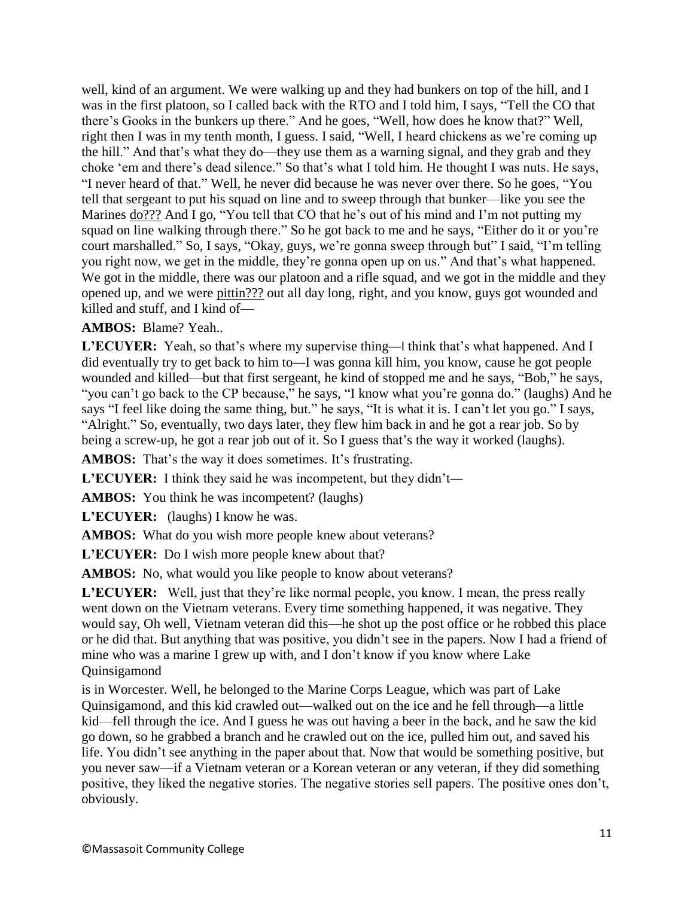well, kind of an argument. We were walking up and they had bunkers on top of the hill, and I was in the first platoon, so I called back with the RTO and I told him, I says, "Tell the CO that there's Gooks in the bunkers up there." And he goes, "Well, how does he know that?" Well, right then I was in my tenth month, I guess. I said, "Well, I heard chickens as we're coming up the hill." And that's what they do—they use them as a warning signal, and they grab and they choke 'em and there's dead silence." So that's what I told him. He thought I was nuts. He says, "I never heard of that." Well, he never did because he was never over there. So he goes, "You tell that sergeant to put his squad on line and to sweep through that bunker—like you see the Marines do??? And I go, "You tell that CO that he's out of his mind and I'm not putting my squad on line walking through there." So he got back to me and he says, "Either do it or you're court marshalled." So, I says, "Okay, guys, we're gonna sweep through but" I said, "I'm telling you right now, we get in the middle, they're gonna open up on us." And that's what happened. We got in the middle, there was our platoon and a rifle squad, and we got in the middle and they opened up, and we were pittin??? out all day long, right, and you know, guys got wounded and killed and stuff, and I kind of—

**AMBOS:** Blame? Yeah..

**L'ECUYER:** Yeah, so that's where my supervise thing—I think that's what happened. And I did eventually try to get back to him to—I was gonna kill him, you know, cause he got people wounded and killed—but that first sergeant, he kind of stopped me and he says, "Bob," he says, "you can't go back to the CP because," he says, "I know what you're gonna do." (laughs) And he says "I feel like doing the same thing, but." he says, "It is what it is. I can't let you go." I says, "Alright." So, eventually, two days later, they flew him back in and he got a rear job. So by being a screw-up, he got a rear job out of it. So I guess that's the way it worked (laughs).

**AMBOS:** That's the way it does sometimes. It's frustrating.

**L'ECUYER:** I think they said he was incompetent, but they didn't—

**AMBOS:** You think he was incompetent? (laughs)

**L'ECUYER:** (laughs) I know he was.

**AMBOS:** What do you wish more people knew about veterans?

**L'ECUYER:** Do I wish more people knew about that?

**AMBOS:** No, what would you like people to know about veterans?

**L'ECUYER:** Well, just that they're like normal people, you know. I mean, the press really went down on the Vietnam veterans. Every time something happened, it was negative. They would say, Oh well, Vietnam veteran did this—he shot up the post office or he robbed this place or he did that. But anything that was positive, you didn't see in the papers. Now I had a friend of mine who was a marine I grew up with, and I don't know if you know where Lake Quinsigamond is in Worcester. Well, he belonged to the Marine Corps League, which was part of Lake Quinsigamond, and this kid crawled out—walked out on the ice and he fell through—a little kid—fell through the ice. And I guess he was out having a beer in the back, and he saw the kid go down, so he grabbed a branch and he crawled out on the ice, pulled him out, and saved his life. You didn't see anything in the paper about that. Now that would be something positive, but you never saw—if a Vietnam veteran or a Korean veteran or any veteran, if they did something positive, they liked the negative stories. The negative stories sell papers. The positive ones don't, obviously.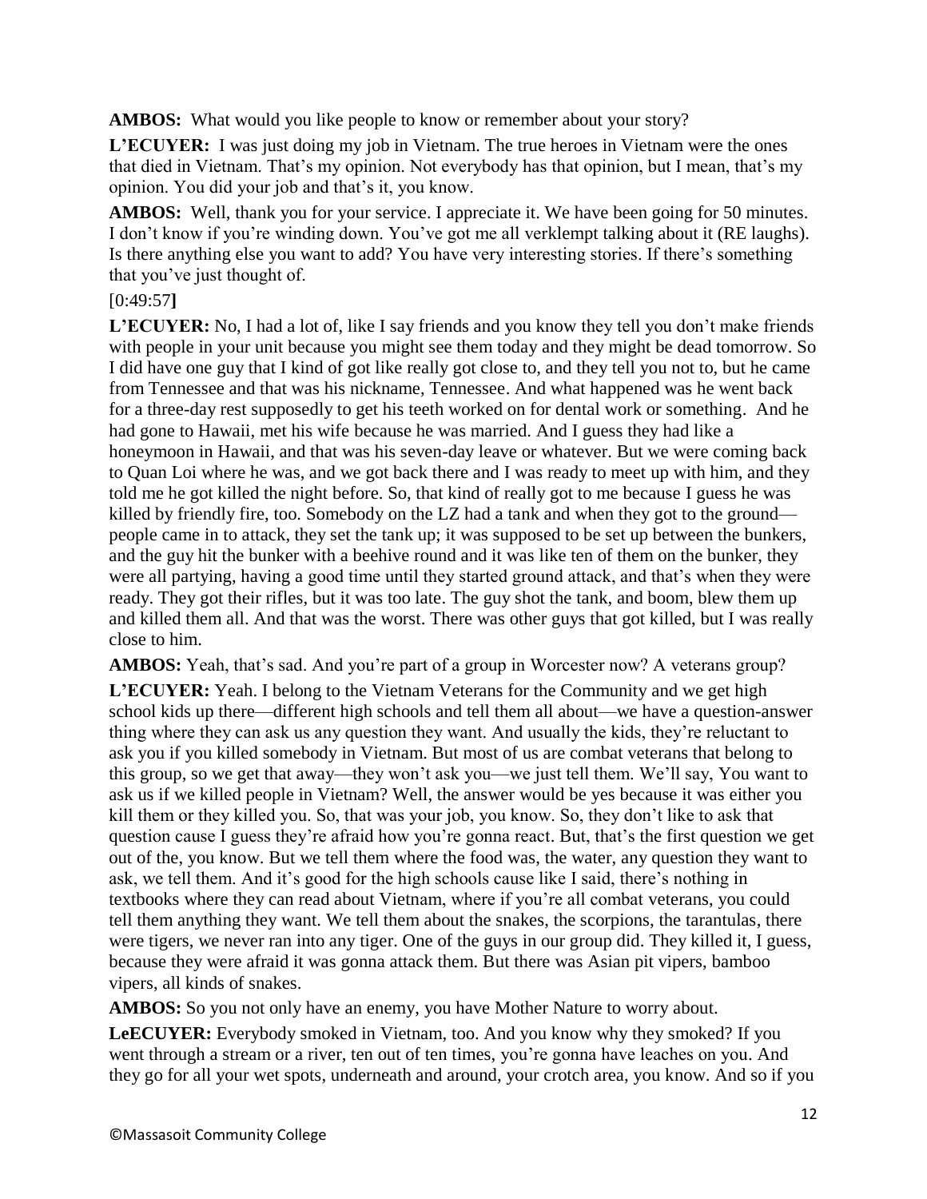**AMBOS:** What would you like people to know or remember about your story?

**L'ECUYER:** I was just doing my job in Vietnam. The true heroes in Vietnam were the ones that died in Vietnam. That's my opinion. Not everybody has that opinion, but I mean, that's my opinion. You did your job and that's it, you know.

**AMBOS:** Well, thank you for your service. I appreciate it. We have been going for 50 minutes. I don't know if you're winding down. You've got me all verklempt talking about it (RE laughs). Is there anything else you want to add? You have very interesting stories. If there's something that you've just thought of.

[0:49:57**]**

**L'ECUYER:** No, I had a lot of, like I say friends and you know they tell you don't make friends with people in your unit because you might see them today and they might be dead tomorrow. So I did have one guy that I kind of got like really got close to, and they tell you not to, but he came from Tennessee and that was his nickname, Tennessee. And what happened was he went back for a three-day rest supposedly to get his teeth worked on for dental work or something. And he had gone to Hawaii, met his wife because he was married. And I guess they had like a honeymoon in Hawaii, and that was his seven-day leave or whatever. But we were coming back to Quan Loi where he was, and we got back there and I was ready to meet up with him, and they told me he got killed the night before. So, that kind of really got to me because I guess he was killed by friendly fire, too. Somebody on the LZ had a tank and when they got to the ground—people came in to attack, they set the tank up; it was supposed to be set up between the bunkers, and the guy hit the bunker with a beehive round and it was like ten of them on the bunker, they were all partying, having a good time until they started ground attack, and that's when they were ready. They got their rifles, but it was too late. The guy shot the tank, and boom, blew them up and killed them all. And that was the worst. There was other guys that got killed, but I was really close to him.

**AMBOS:** Yeah, that's sad. And you're part of a group in Worcester now? A veterans group?

**L'ECUYER:** Yeah. I belong to the Vietnam Veterans for the Community and we get high school kids up there—different high schools and tell them all about—we have a question-answer thing where they can ask us any question they want. And usually the kids, they're reluctant to ask you if you killed somebody in Vietnam. But most of us are combat veterans that belong to this group, so we get that away—they won't ask you—we just tell them. We'll say, You want to ask us if we killed people in Vietnam? Well, the answer would be yes because it was either you kill them or they killed you. So, that was your job, you know. So, they don't like to ask that question cause I guess they're afraid how you're gonna react. But, that's the first question we get out of the, you know. But we tell them where the food was, the water, any question they want to ask, we tell them. And it's good for the high schools cause like I said, there's nothing in textbooks where they can read about Vietnam, where if you're all combat veterans, you could tell them anything they want. We tell them about the snakes, the scorpions, the tarantulas, there were tigers, we never ran into any tiger. One of the guys in our group did. They killed it, I guess, because they were afraid it was gonna attack them. But there was Asian pit vipers, bamboo vipers, all kinds of snakes.

**AMBOS:** So you not only have an enemy, you have Mother Nature to worry about.

**LeECUYER:** Everybody smoked in Vietnam, too. And you know why they smoked? If you went through a stream or a river, ten out of ten times, you're gonna have leaches on you. And they go for all your wet spots, underneath and around, your crotch area, you know. And so if you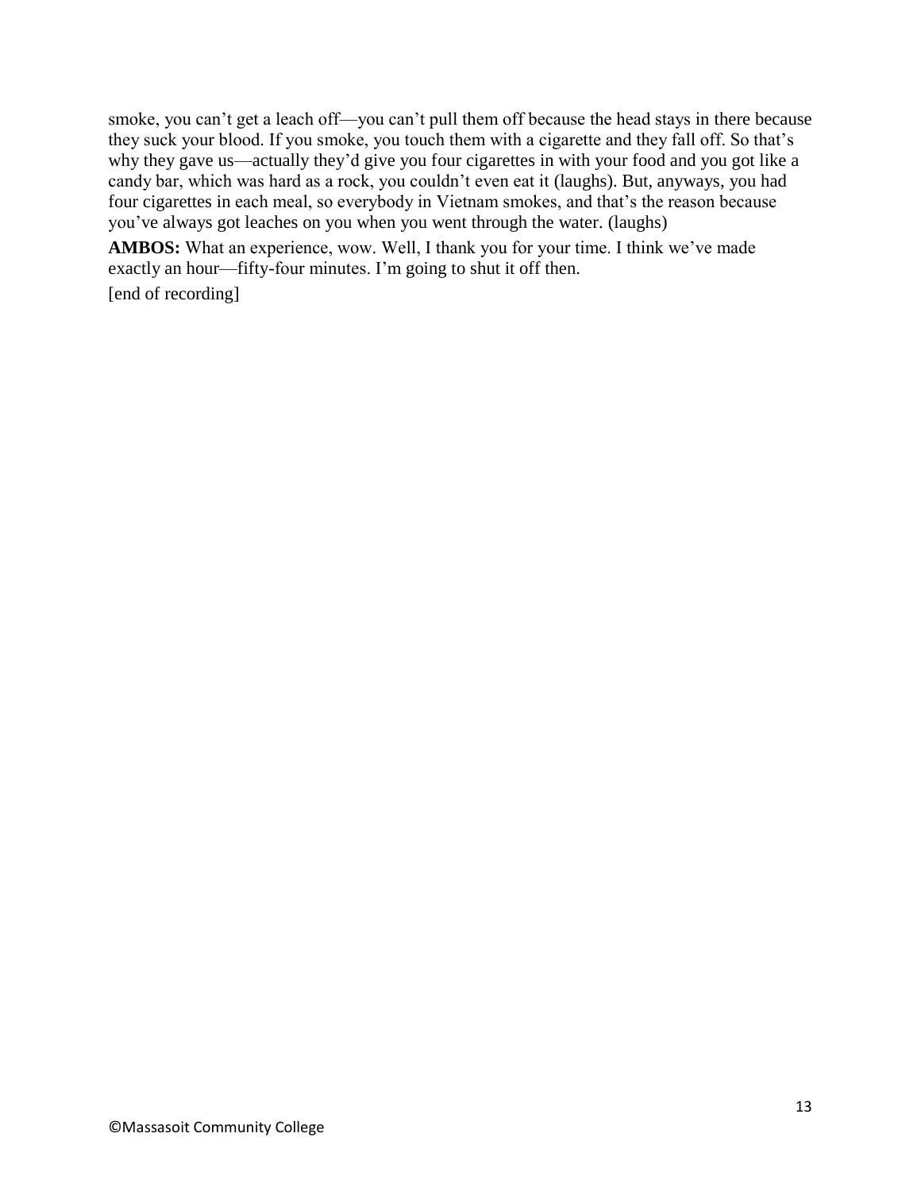smoke, you can't get a leach off—you can't pull them off because the head stays in there because they suck your blood. If you smoke, you touch them with a cigarette and they fall off. So that's why they gave us—actually they'd give you four cigarettes in with your food and you got like a candy bar, which was hard as a rock, you couldn't even eat it (laughs). But, anyways, you had four cigarettes in each meal, so everybody in Vietnam smokes, and that's the reason because you've always got leaches on you when you went through the water. (laughs)

**AMBOS:** What an experience, wow. Well, I thank you for your time. I think we've made exactly an hour—fifty-four minutes. I'm going to shut it off then.

[end of recording]

©Massasoit Community College